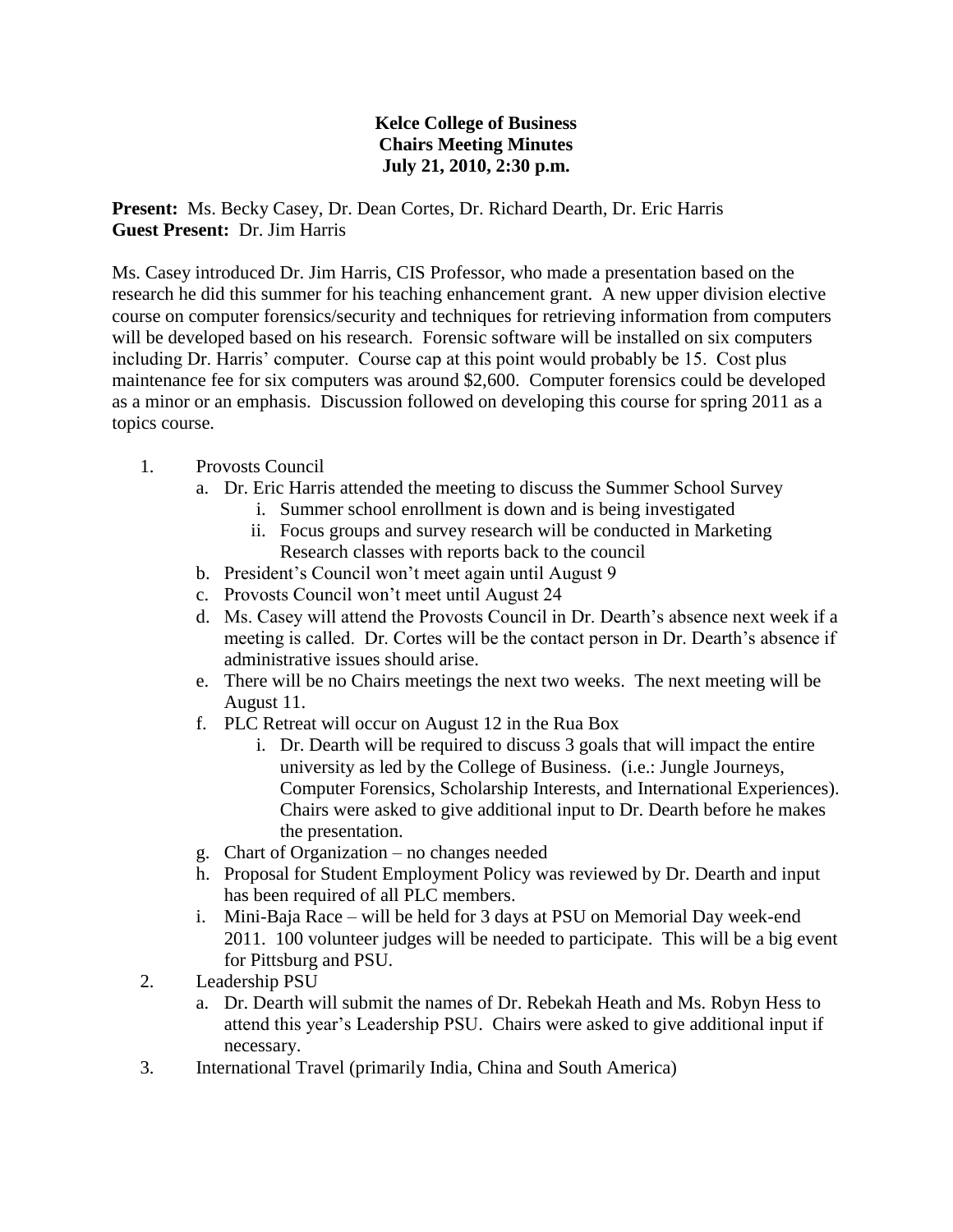**Kelce College of Business**
**Chairs Meeting Minutes**
**July 21, 2010, 2:30 p.m.**

**Present:** Ms. Becky Casey, Dr. Dean Cortes, Dr. Richard Dearth, Dr. Eric Harris
**Guest Present:** Dr. Jim Harris

Ms. Casey introduced Dr. Jim Harris, CIS Professor, who made a presentation based on the research he did this summer for his teaching enhancement grant. A new upper division elective course on computer forensics/security and techniques for retrieving information from computers will be developed based on his research. Forensic software will be installed on six computers including Dr. Harris' computer. Course cap at this point would probably be 15. Cost plus maintenance fee for six computers was around $2,600. Computer forensics could be developed as a minor or an emphasis. Discussion followed on developing this course for spring 2011 as a topics course.

1. Provosts Council
   a. Dr. Eric Harris attended the meeting to discuss the Summer School Survey
      i. Summer school enrollment is down and is being investigated
      ii. Focus groups and survey research will be conducted in Marketing Research classes with reports back to the council
   b. President's Council won't meet again until August 9
   c. Provosts Council won't meet until August 24
   d. Ms. Casey will attend the Provosts Council in Dr. Dearth's absence next week if a meeting is called. Dr. Cortes will be the contact person in Dr. Dearth's absence if administrative issues should arise.
   e. There will be no Chairs meetings the next two weeks. The next meeting will be August 11.
   f. PLC Retreat will occur on August 12 in the Rua Box
      i. Dr. Dearth will be required to discuss 3 goals that will impact the entire university as led by the College of Business. (i.e.: Jungle Journeys, Computer Forensics, Scholarship Interests, and International Experiences). Chairs were asked to give additional input to Dr. Dearth before he makes the presentation.
   g. Chart of Organization – no changes needed
   h. Proposal for Student Employment Policy was reviewed by Dr. Dearth and input has been required of all PLC members.
   i. Mini-Baja Race – will be held for 3 days at PSU on Memorial Day week-end 2011. 100 volunteer judges will be needed to participate. This will be a big event for Pittsburg and PSU.
2. Leadership PSU
   a. Dr. Dearth will submit the names of Dr. Rebekah Heath and Ms. Robyn Hess to attend this year's Leadership PSU. Chairs were asked to give additional input if necessary.
3. International Travel (primarily India, China and South America)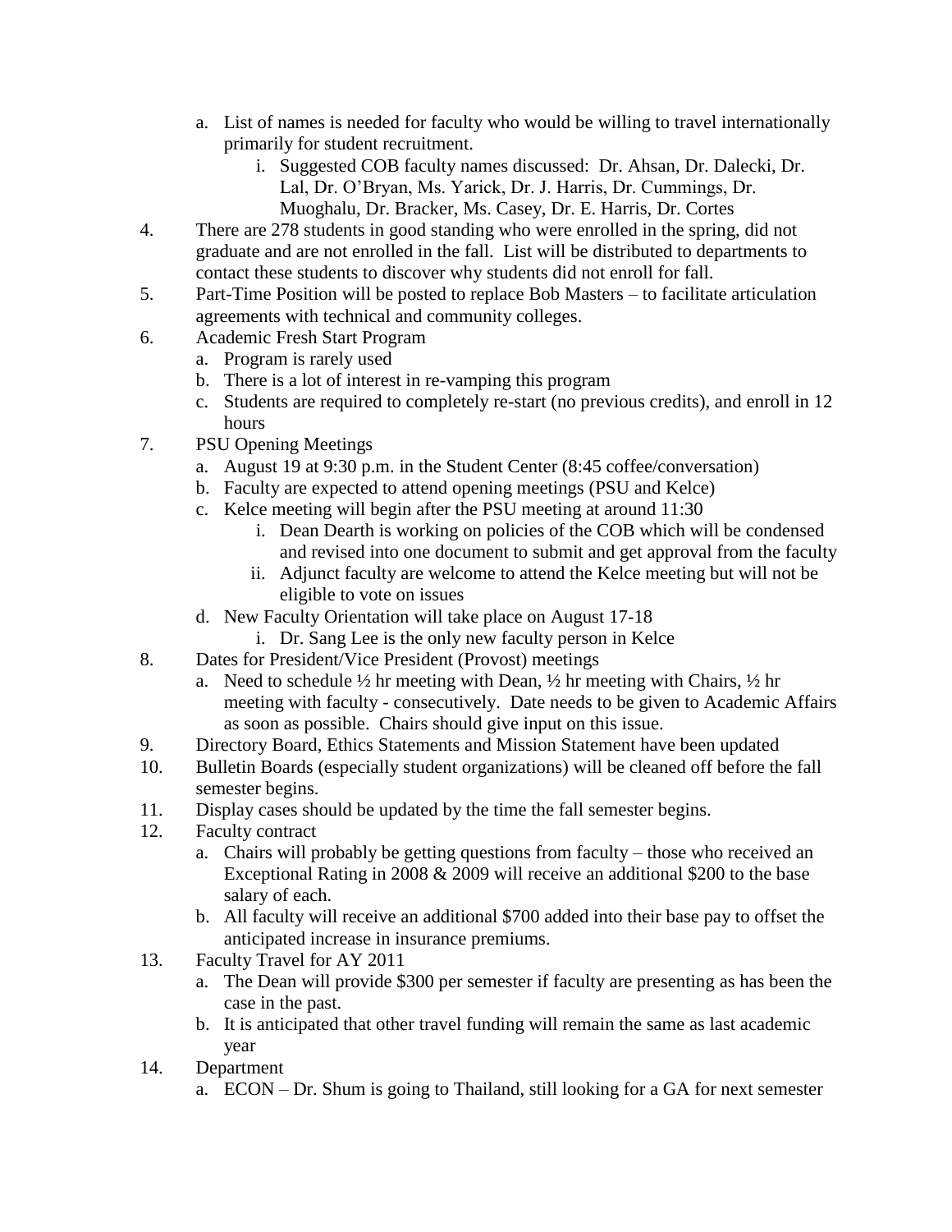a. List of names is needed for faculty who would be willing to travel internationally primarily for student recruitment.
      i. Suggested COB faculty names discussed: Dr. Ahsan, Dr. Dalecki, Dr. Lal, Dr. O'Bryan, Ms. Yarick, Dr. J. Harris, Dr. Cummings, Dr. Muoghalu, Dr. Bracker, Ms. Casey, Dr. E. Harris, Dr. Cortes

4. There are 278 students in good standing who were enrolled in the spring, did not graduate and are not enrolled in the fall. List will be distributed to departments to contact these students to discover why students did not enroll for fall.
5. Part-Time Position will be posted to replace Bob Masters – to facilitate articulation agreements with technical and community colleges.
6. Academic Fresh Start Program
   a. Program is rarely used
   b. There is a lot of interest in re-vamping this program
   c. Students are required to completely re-start (no previous credits), and enroll in 12 hours
7. PSU Opening Meetings
   a. August 19 at 9:30 p.m. in the Student Center (8:45 coffee/conversation)
   b. Faculty are expected to attend opening meetings (PSU and Kelce)
   c. Kelce meeting will begin after the PSU meeting at around 11:30
      i. Dean Dearth is working on policies of the COB which will be condensed and revised into one document to submit and get approval from the faculty
      ii. Adjunct faculty are welcome to attend the Kelce meeting but will not be eligible to vote on issues
   d. New Faculty Orientation will take place on August 17-18
      i. Dr. Sang Lee is the only new faculty person in Kelce
8. Dates for President/Vice President (Provost) meetings
   a. Need to schedule ½ hr meeting with Dean, ½ hr meeting with Chairs, ½ hr meeting with faculty - consecutively. Date needs to be given to Academic Affairs as soon as possible. Chairs should give input on this issue.
9. Directory Board, Ethics Statements and Mission Statement have been updated
10. Bulletin Boards (especially student organizations) will be cleaned off before the fall semester begins.
11. Display cases should be updated by the time the fall semester begins.
12. Faculty contract
    a. Chairs will probably be getting questions from faculty – those who received an Exceptional Rating in 2008 & 2009 will receive an additional $200 to the base salary of each.
    b. All faculty will receive an additional $700 added into their base pay to offset the anticipated increase in insurance premiums.
13. Faculty Travel for AY 2011
    a. The Dean will provide $300 per semester if faculty are presenting as has been the case in the past.
    b. It is anticipated that other travel funding will remain the same as last academic year
14. Department
    a. ECON – Dr. Shum is going to Thailand, still looking for a GA for next semester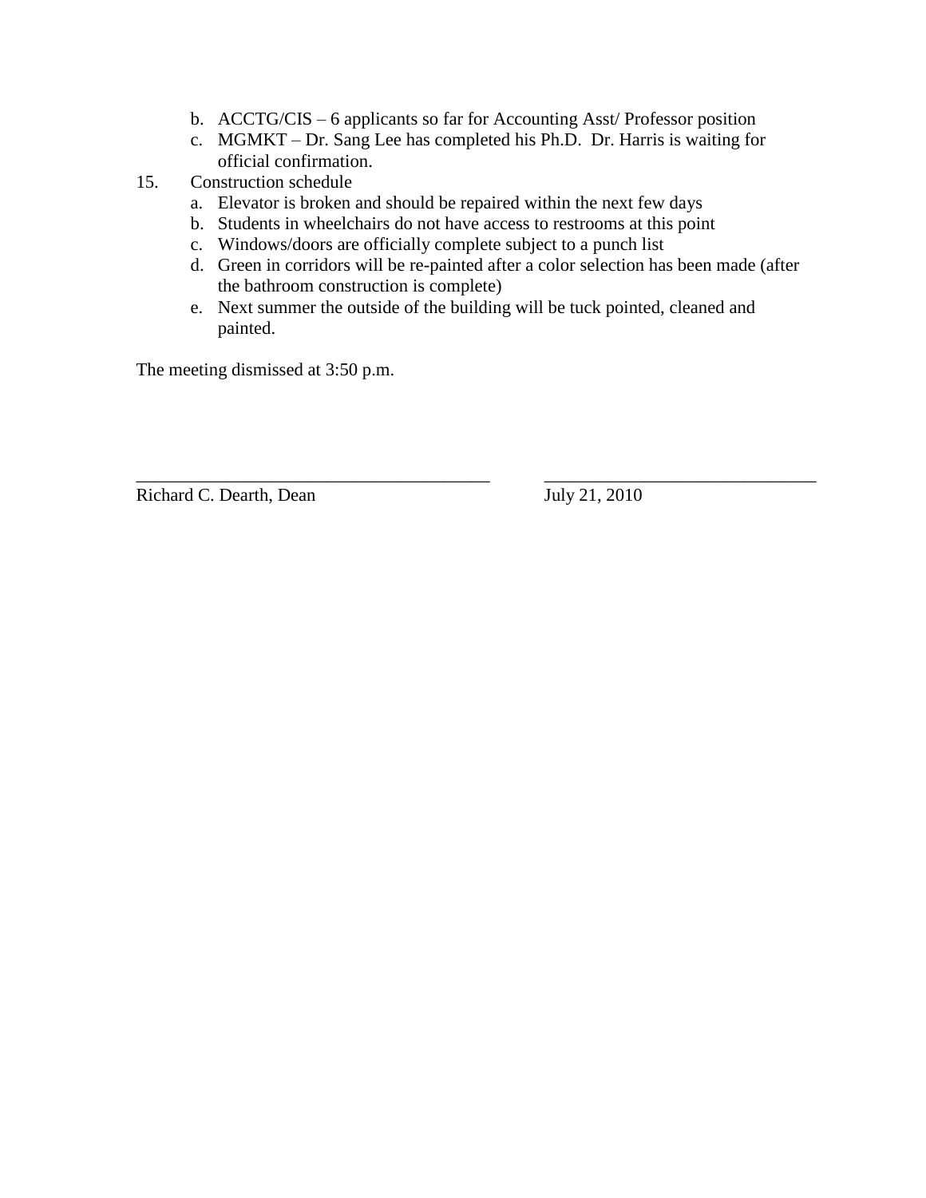b. ACCTG/CIS – 6 applicants so far for Accounting Asst/ Professor position
   c. MGMKT – Dr. Sang Lee has completed his Ph.D. Dr. Harris is waiting for official confirmation.

15. Construction schedule
   a. Elevator is broken and should be repaired within the next few days
   b. Students in wheelchairs do not have access to restrooms at this point
   c. Windows/doors are officially complete subject to a punch list
   d. Green in corridors will be re-painted after a color selection has been made (after the bathroom construction is complete)
   e. Next summer the outside of the building will be tuck pointed, cleaned and painted.

The meeting dismissed at 3:50 p.m.

\_\_\_\_\_\_\_\_\_\_\_\_\_\_\_\_\_\_\_\_\_\_\_\_\_\_\_\_\_\_\_\_\_\_\_\_\_\_\_\_ \_\_\_\_\_\_\_\_\_\_\_\_\_\_\_\_\_\_\_\_\_\_\_\_\_\_\_\_\_\_\_
Richard C. Dearth, Dean July 21, 2010